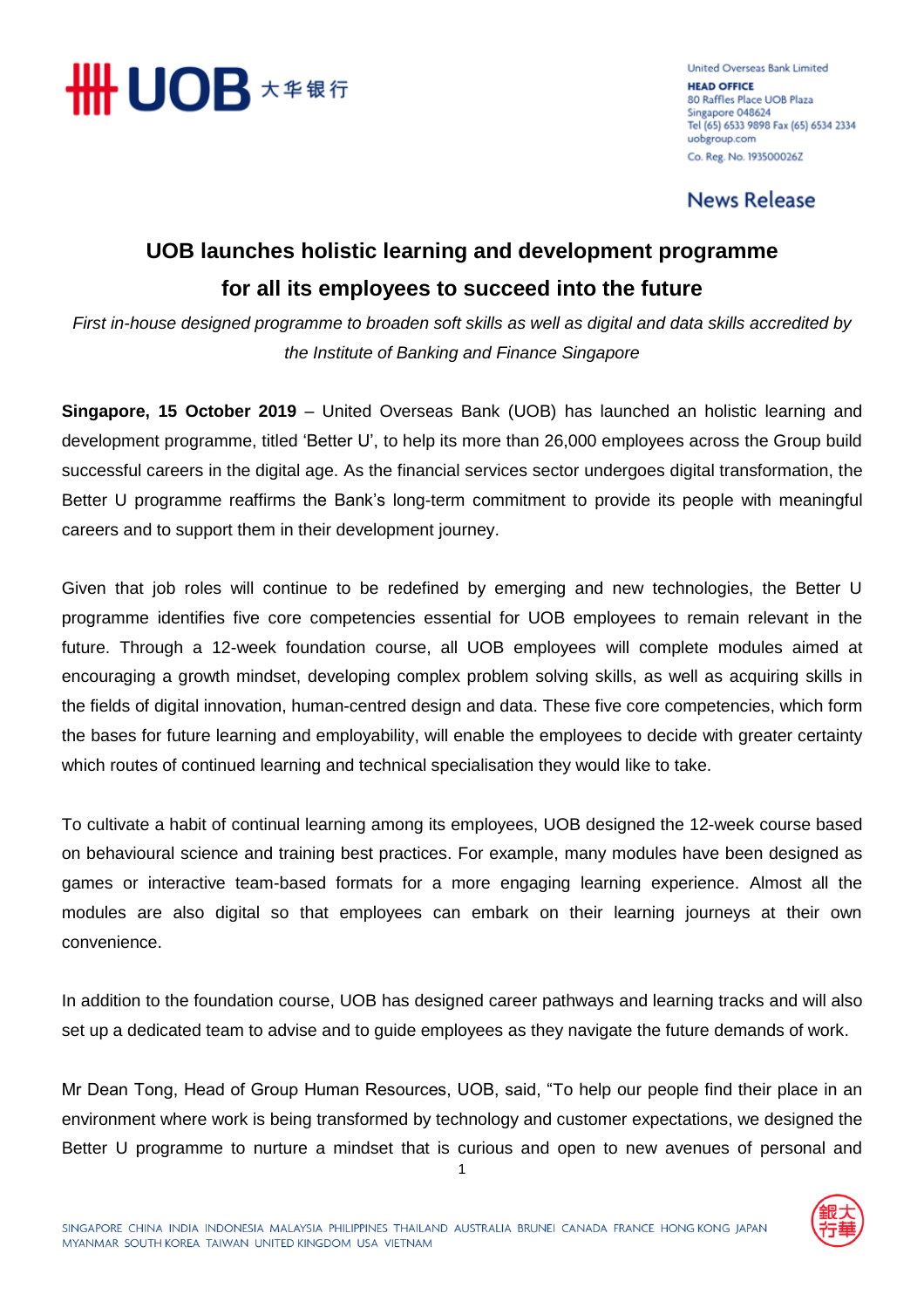United Overseas Bank Limited
**HEAD OFFICE**
80 Raffles Place UOB Plaza
Singapore 048624
Tel (65) 6533 9898 Fax (65) 6534 2334
uobgroup.com
Co. Reg. No. 193500026Z

News Release

# UOB launches holistic learning and development programme for all its employees to succeed into the future

*First in-house designed programme to broaden soft skills as well as digital and data skills accredited by the Institute of Banking and Finance Singapore*

**Singapore, 15 October 2019** – United Overseas Bank (UOB) has launched an holistic learning and development programme, titled 'Better U', to help its more than 26,000 employees across the Group build successful careers in the digital age. As the financial services sector undergoes digital transformation, the Better U programme reaffirms the Bank's long-term commitment to provide its people with meaningful careers and to support them in their development journey.

Given that job roles will continue to be redefined by emerging and new technologies, the Better U programme identifies five core competencies essential for UOB employees to remain relevant in the future. Through a 12-week foundation course, all UOB employees will complete modules aimed at encouraging a growth mindset, developing complex problem solving skills, as well as acquiring skills in the fields of digital innovation, human-centred design and data. These five core competencies, which form the bases for future learning and employability, will enable the employees to decide with greater certainty which routes of continued learning and technical specialisation they would like to take.

To cultivate a habit of continual learning among its employees, UOB designed the 12-week course based on behavioural science and training best practices. For example, many modules have been designed as games or interactive team-based formats for a more engaging learning experience. Almost all the modules are also digital so that employees can embark on their learning journeys at their own convenience.

In addition to the foundation course, UOB has designed career pathways and learning tracks and will also set up a dedicated team to advise and to guide employees as they navigate the future demands of work.

Mr Dean Tong, Head of Group Human Resources, UOB, said, "To help our people find their place in an environment where work is being transformed by technology and customer expectations, we designed the Better U programme to nurture a mindset that is curious and open to new avenues of personal and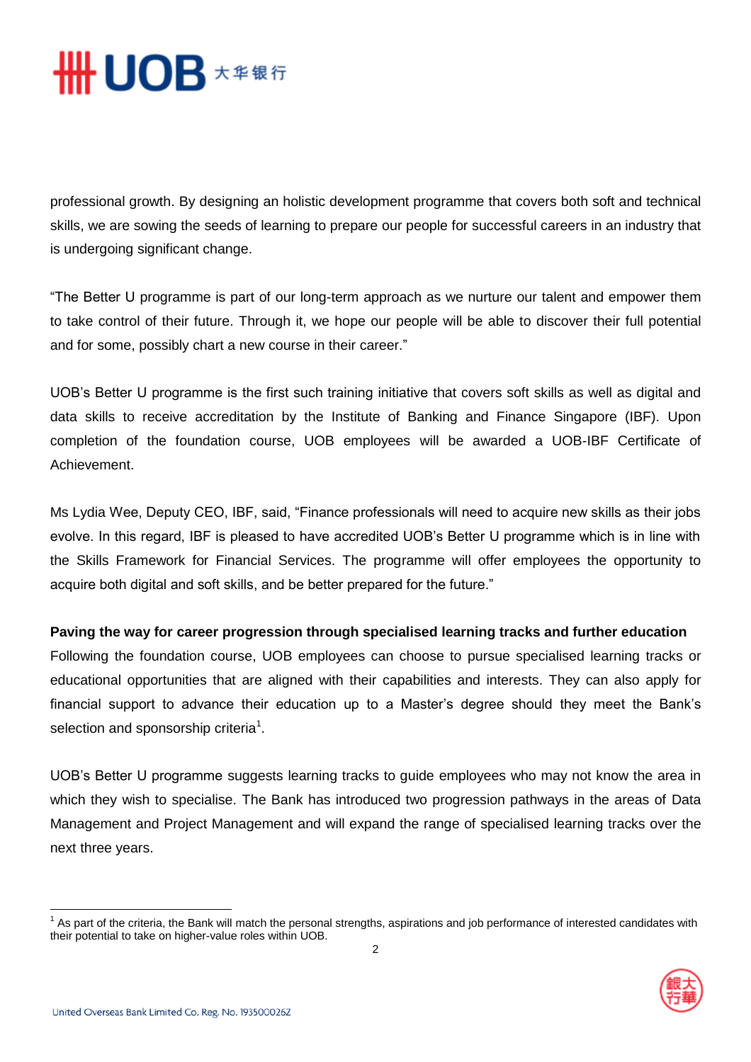professional growth. By designing an holistic development programme that covers both soft and technical skills, we are sowing the seeds of learning to prepare our people for successful careers in an industry that is undergoing significant change.

"The Better U programme is part of our long-term approach as we nurture our talent and empower them to take control of their future. Through it, we hope our people will be able to discover their full potential and for some, possibly chart a new course in their career."

UOB's Better U programme is the first such training initiative that covers soft skills as well as digital and data skills to receive accreditation by the Institute of Banking and Finance Singapore (IBF). Upon completion of the foundation course, UOB employees will be awarded a UOB-IBF Certificate of Achievement.

Ms Lydia Wee, Deputy CEO, IBF, said, "Finance professionals will need to acquire new skills as their jobs evolve. In this regard, IBF is pleased to have accredited UOB's Better U programme which is in line with the Skills Framework for Financial Services. The programme will offer employees the opportunity to acquire both digital and soft skills, and be better prepared for the future."

**Paving the way for career progression through specialised learning tracks and further education**

Following the foundation course, UOB employees can choose to pursue specialised learning tracks or educational opportunities that are aligned with their capabilities and interests. They can also apply for financial support to advance their education up to a Master's degree should they meet the Bank's selection and sponsorship criteria[1].

UOB's Better U programme suggests learning tracks to guide employees who may not know the area in which they wish to specialise. The Bank has introduced two progression pathways in the areas of Data Management and Project Management and will expand the range of specialised learning tracks over the next three years.

[1] As part of the criteria, the Bank will match the personal strengths, aspirations and job performance of interested candidates with their potential to take on higher-value roles within UOB.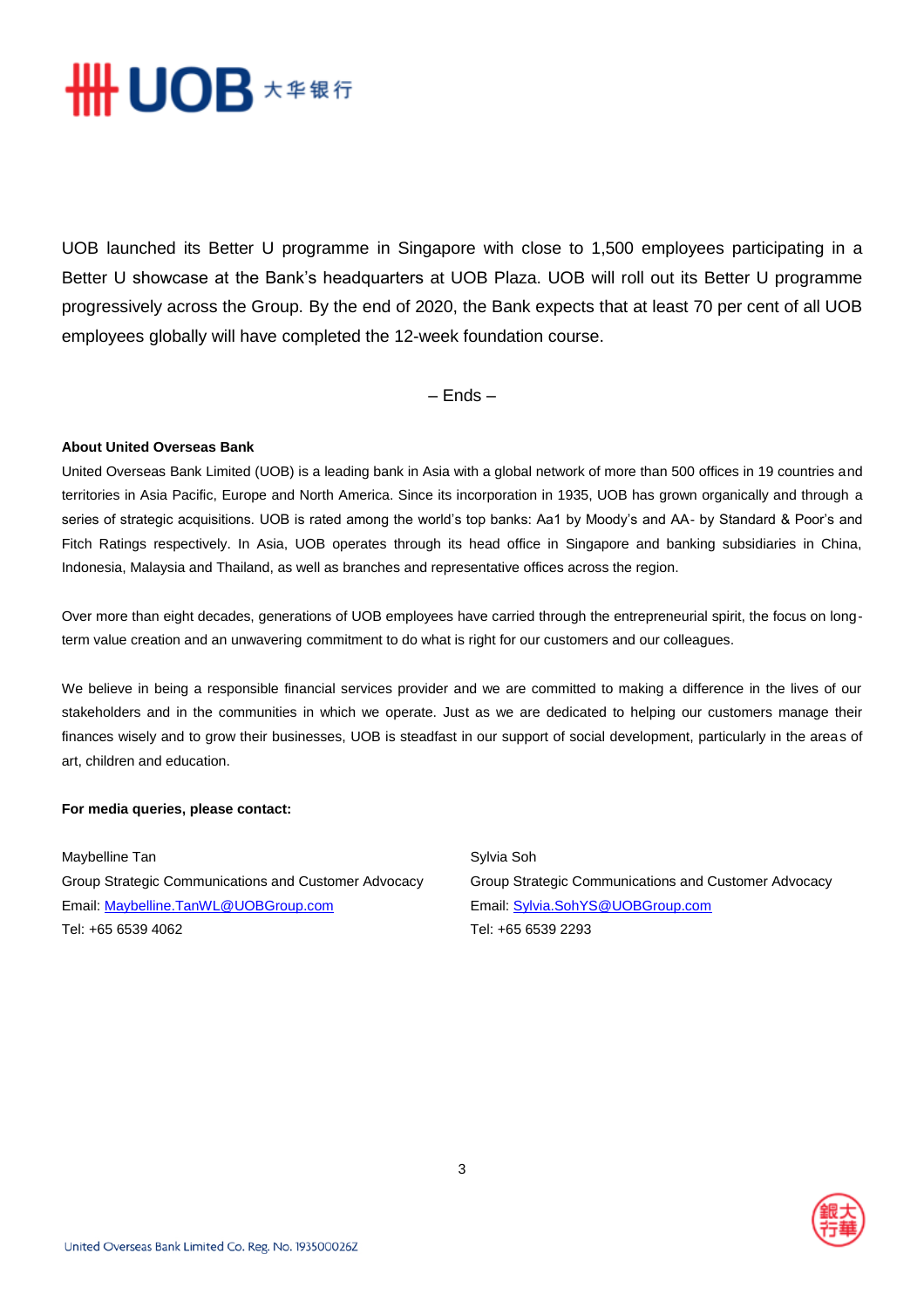UOB launched its Better U programme in Singapore with close to 1,500 employees participating in a Better U showcase at the Bank's headquarters at UOB Plaza. UOB will roll out its Better U programme progressively across the Group. By the end of 2020, the Bank expects that at least 70 per cent of all UOB employees globally will have completed the 12-week foundation course.

– Ends –

**About United Overseas Bank**

United Overseas Bank Limited (UOB) is a leading bank in Asia with a global network of more than 500 offices in 19 countries and territories in Asia Pacific, Europe and North America. Since its incorporation in 1935, UOB has grown organically and through a series of strategic acquisitions. UOB is rated among the world's top banks: Aa1 by Moody's and AA- by Standard & Poor's and Fitch Ratings respectively. In Asia, UOB operates through its head office in Singapore and banking subsidiaries in China, Indonesia, Malaysia and Thailand, as well as branches and representative offices across the region.

Over more than eight decades, generations of UOB employees have carried through the entrepreneurial spirit, the focus on long-term value creation and an unwavering commitment to do what is right for our customers and our colleagues.

We believe in being a responsible financial services provider and we are committed to making a difference in the lives of our stakeholders and in the communities in which we operate. Just as we are dedicated to helping our customers manage their finances wisely and to grow their businesses, UOB is steadfast in our support of social development, particularly in the areas of art, children and education.

**For media queries, please contact:**

Maybelline Tan
Group Strategic Communications and Customer Advocacy
Email: Maybelline.TanWL@UOBGroup.com
Tel: +65 6539 4062

Sylvia Soh
Group Strategic Communications and Customer Advocacy
Email: Sylvia.SohYS@UOBGroup.com
Tel: +65 6539 2293

United Overseas Bank Limited Co. Reg. No. 193500026Z